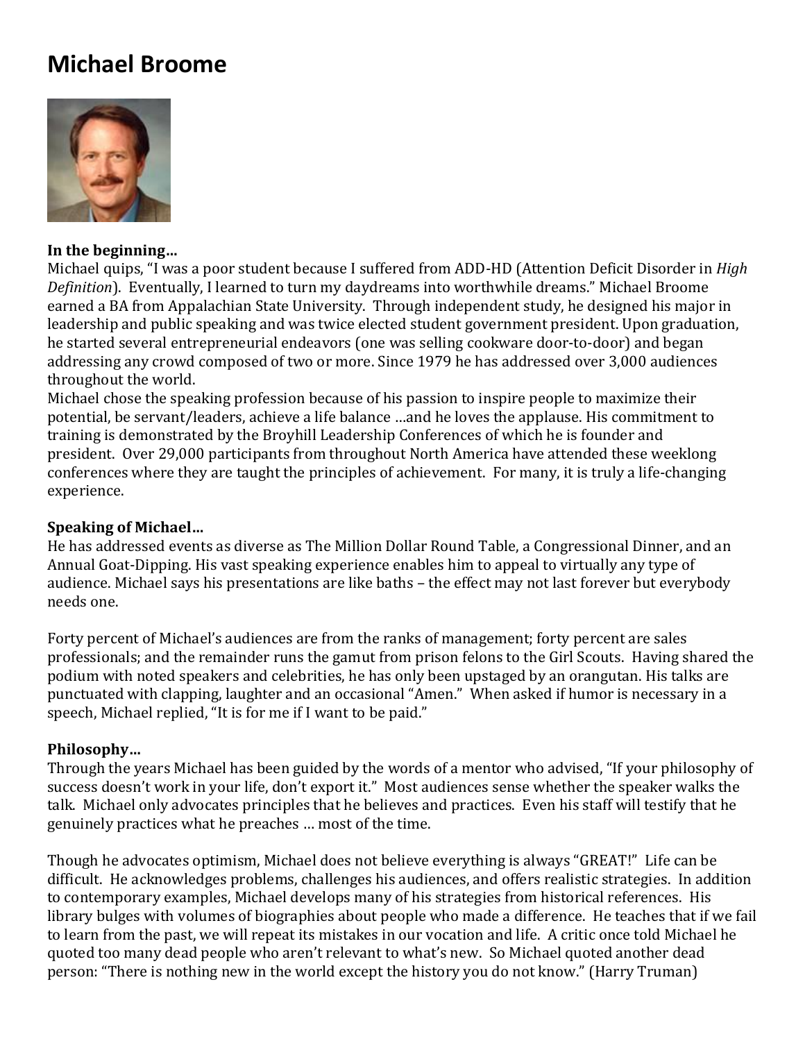# Michael Broome

**In the beginning…**

Michael quips, "I was a poor student because I suffered from ADD-HD (Attention Deficit Disorder in *High Definition*). Eventually, I learned to turn my daydreams into worthwhile dreams." Michael Broome earned a BA from Appalachian State University. Through independent study, he designed his major in leadership and public speaking and was twice elected student government president. Upon graduation, he started several entrepreneurial endeavors (one was selling cookware door-to-door) and began addressing any crowd composed of two or more. Since 1979 he has addressed over 3,000 audiences throughout the world.

Michael chose the speaking profession because of his passion to inspire people to maximize their potential, be servant/leaders, achieve a life balance …and he loves the applause. His commitment to training is demonstrated by the Broyhill Leadership Conferences of which he is founder and president. Over 29,000 participants from throughout North America have attended these weeklong conferences where they are taught the principles of achievement. For many, it is truly a life-changing experience.

**Speaking of Michael…**

He has addressed events as diverse as The Million Dollar Round Table, a Congressional Dinner, and an Annual Goat-Dipping. His vast speaking experience enables him to appeal to virtually any type of audience. Michael says his presentations are like baths – the effect may not last forever but everybody needs one.

Forty percent of Michael's audiences are from the ranks of management; forty percent are sales professionals; and the remainder runs the gamut from prison felons to the Girl Scouts. Having shared the podium with noted speakers and celebrities, he has only been upstaged by an orangutan. His talks are punctuated with clapping, laughter and an occasional "Amen." When asked if humor is necessary in a speech, Michael replied, "It is for me if I want to be paid."

**Philosophy…**

Through the years Michael has been guided by the words of a mentor who advised, "If your philosophy of success doesn't work in your life, don't export it." Most audiences sense whether the speaker walks the talk. Michael only advocates principles that he believes and practices. Even his staff will testify that he genuinely practices what he preaches … most of the time.

Though he advocates optimism, Michael does not believe everything is always "GREAT!" Life can be difficult. He acknowledges problems, challenges his audiences, and offers realistic strategies. In addition to contemporary examples, Michael develops many of his strategies from historical references. His library bulges with volumes of biographies about people who made a difference. He teaches that if we fail to learn from the past, we will repeat its mistakes in our vocation and life. A critic once told Michael he quoted too many dead people who aren't relevant to what's new. So Michael quoted another dead person: "There is nothing new in the world except the history you do not know." (Harry Truman)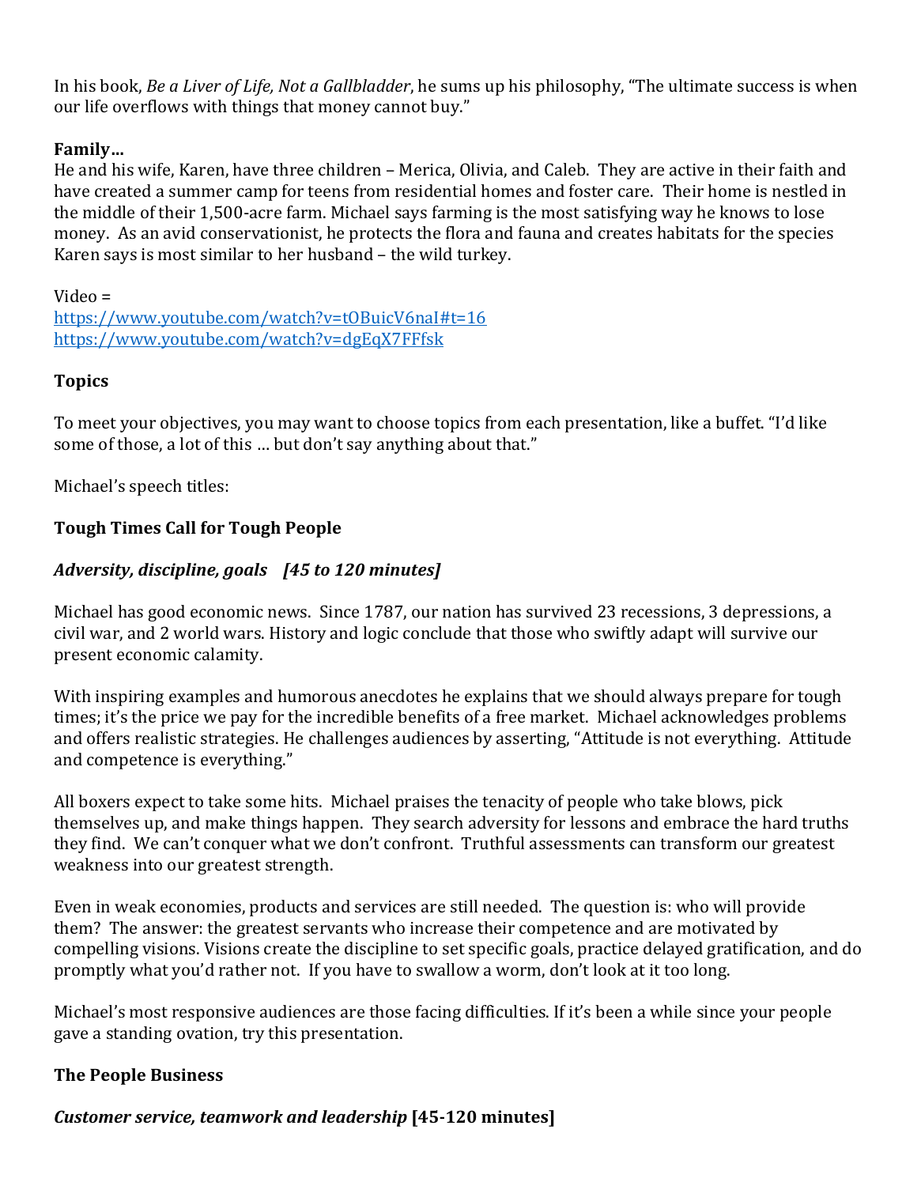In his book, *Be a Liver of Life, Not a Gallbladder*, he sums up his philosophy, "The ultimate success is when our life overflows with things that money cannot buy."

**Family…**
He and his wife, Karen, have three children – Merica, Olivia, and Caleb. They are active in their faith and have created a summer camp for teens from residential homes and foster care. Their home is nestled in the middle of their 1,500-acre farm. Michael says farming is the most satisfying way he knows to lose money. As an avid conservationist, he protects the flora and fauna and creates habitats for the species Karen says is most similar to her husband – the wild turkey.

Video =
https://www.youtube.com/watch?v=tOBuicV6naI#t=16
https://www.youtube.com/watch?v=dgEqX7FFfsk

**Topics**

To meet your objectives, you may want to choose topics from each presentation, like a buffet. "I'd like some of those, a lot of this … but don't say anything about that."

Michael's speech titles:

**Tough Times Call for Tough People**

***Adversity, discipline, goals [45 to 120 minutes]***

Michael has good economic news. Since 1787, our nation has survived 23 recessions, 3 depressions, a civil war, and 2 world wars. History and logic conclude that those who swiftly adapt will survive our present economic calamity.

With inspiring examples and humorous anecdotes he explains that we should always prepare for tough times; it's the price we pay for the incredible benefits of a free market. Michael acknowledges problems and offers realistic strategies. He challenges audiences by asserting, "Attitude is not everything. Attitude and competence is everything."

All boxers expect to take some hits. Michael praises the tenacity of people who take blows, pick themselves up, and make things happen. They search adversity for lessons and embrace the hard truths they find. We can't conquer what we don't confront. Truthful assessments can transform our greatest weakness into our greatest strength.

Even in weak economies, products and services are still needed. The question is: who will provide them? The answer: the greatest servants who increase their competence and are motivated by compelling visions. Visions create the discipline to set specific goals, practice delayed gratification, and do promptly what you'd rather not. If you have to swallow a worm, don't look at it too long.

Michael's most responsive audiences are those facing difficulties. If it's been a while since your people gave a standing ovation, try this presentation.

**The People Business**

***Customer service, teamwork and leadership* [45-120 minutes]**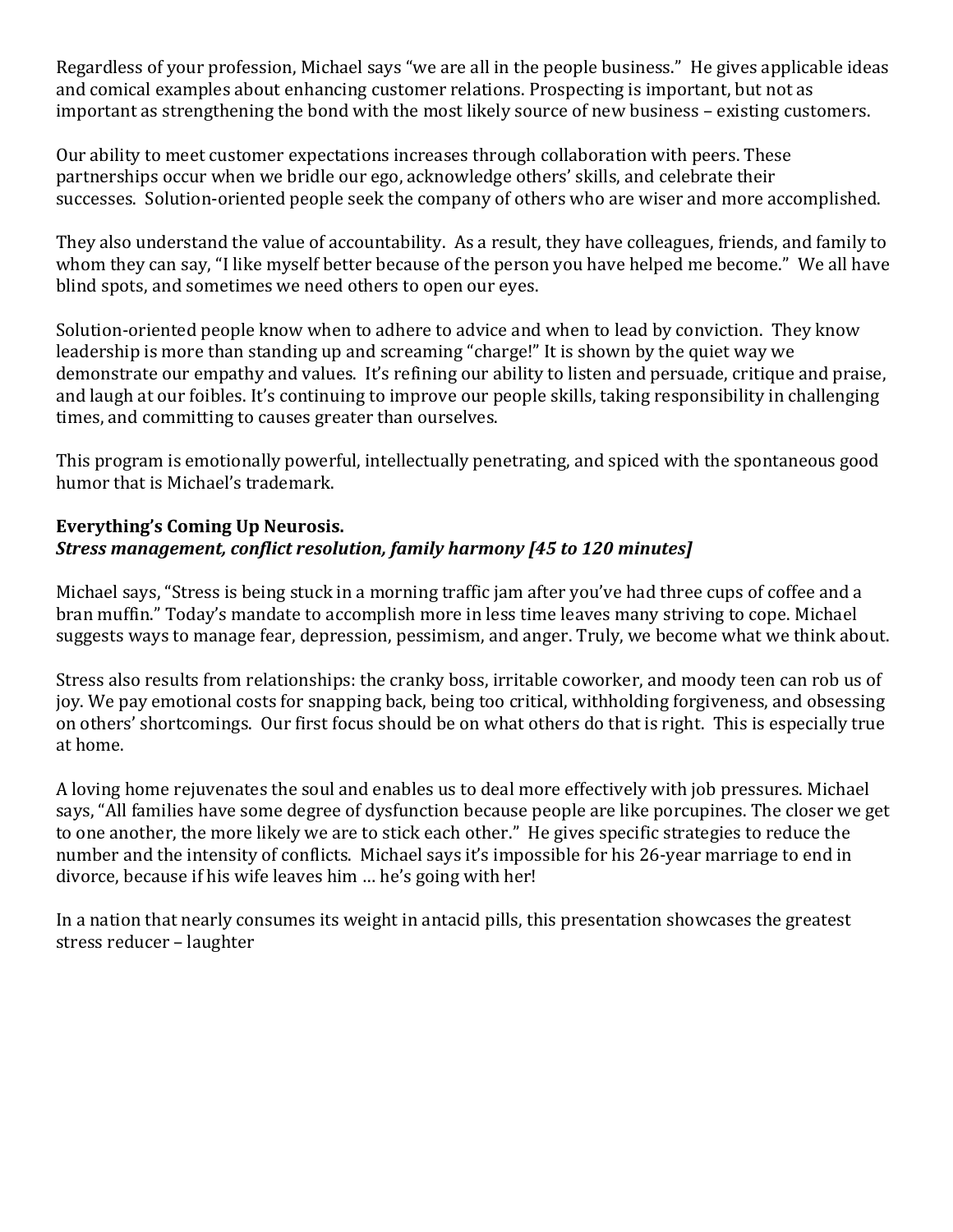Regardless of your profession, Michael says "we are all in the people business." He gives applicable ideas and comical examples about enhancing customer relations. Prospecting is important, but not as important as strengthening the bond with the most likely source of new business – existing customers.

Our ability to meet customer expectations increases through collaboration with peers. These partnerships occur when we bridle our ego, acknowledge others' skills, and celebrate their successes. Solution-oriented people seek the company of others who are wiser and more accomplished.

They also understand the value of accountability. As a result, they have colleagues, friends, and family to whom they can say, "I like myself better because of the person you have helped me become." We all have blind spots, and sometimes we need others to open our eyes.

Solution-oriented people know when to adhere to advice and when to lead by conviction. They know leadership is more than standing up and screaming "charge!" It is shown by the quiet way we demonstrate our empathy and values. It's refining our ability to listen and persuade, critique and praise, and laugh at our foibles. It's continuing to improve our people skills, taking responsibility in challenging times, and committing to causes greater than ourselves.

This program is emotionally powerful, intellectually penetrating, and spiced with the spontaneous good humor that is Michael's trademark.

**Everything's Coming Up Neurosis.**
***Stress management, conflict resolution, family harmony [45 to 120 minutes]***

Michael says, "Stress is being stuck in a morning traffic jam after you've had three cups of coffee and a bran muffin." Today's mandate to accomplish more in less time leaves many striving to cope. Michael suggests ways to manage fear, depression, pessimism, and anger. Truly, we become what we think about.

Stress also results from relationships: the cranky boss, irritable coworker, and moody teen can rob us of joy. We pay emotional costs for snapping back, being too critical, withholding forgiveness, and obsessing on others' shortcomings. Our first focus should be on what others do that is right. This is especially true at home.

A loving home rejuvenates the soul and enables us to deal more effectively with job pressures. Michael says, "All families have some degree of dysfunction because people are like porcupines. The closer we get to one another, the more likely we are to stick each other." He gives specific strategies to reduce the number and the intensity of conflicts. Michael says it's impossible for his 26-year marriage to end in divorce, because if his wife leaves him … he's going with her!

In a nation that nearly consumes its weight in antacid pills, this presentation showcases the greatest stress reducer – laughter